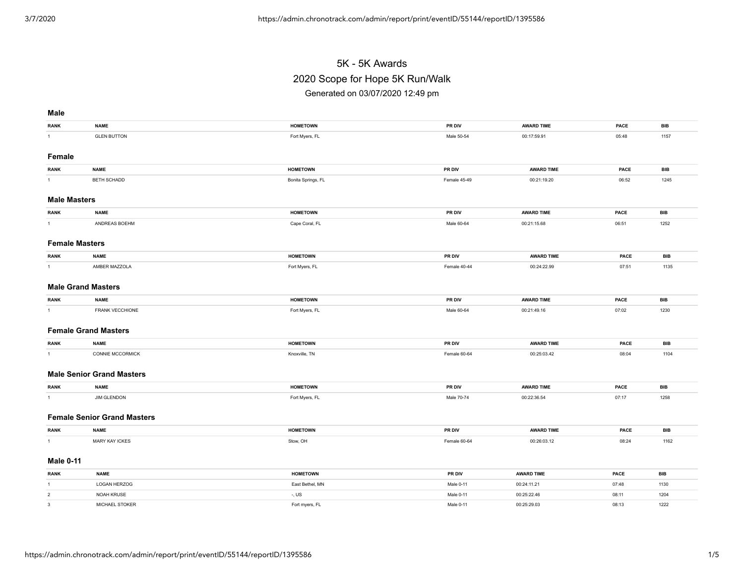# 5K - 5K Awards

## 2020 Scope for Hope 5K Run/Walk

Generated on 03/07/2020 12:49 pm

### Male

| RANK | NAME | HOMETOWN | PR DIV | AWARD TIME | PACE | BIB |
|---|---|---|---|---|---|---|
| 1 | GLEN BUTTON | Fort Myers, FL | Male 50-54 | 00:17:59.91 | 05:48 | 1157 |

### Female

| RANK | NAME | HOMETOWN | PR DIV | AWARD TIME | PACE | BIB |
|---|---|---|---|---|---|---|
| 1 | BETH SCHADD | Bonita Springs, FL | Female 45-49 | 00:21:19.20 | 06:52 | 1245 |

### Male Masters

| RANK | NAME | HOMETOWN | PR DIV | AWARD TIME | PACE | BIB |
|---|---|---|---|---|---|---|
| 1 | ANDREAS BOEHM | Cape Coral, FL | Male 60-64 | 00:21:15.68 | 06:51 | 1252 |

### Female Masters

| RANK | NAME | HOMETOWN | PR DIV | AWARD TIME | PACE | BIB |
|---|---|---|---|---|---|---|
| 1 | AMBER MAZZOLA | Fort Myers, FL | Female 40-44 | 00:24:22.99 | 07:51 | 1135 |

### Male Grand Masters

| RANK | NAME | HOMETOWN | PR DIV | AWARD TIME | PACE | BIB |
|---|---|---|---|---|---|---|
| 1 | FRANK VECCHIONE | Fort Myers, FL | Male 60-64 | 00:21:49.16 | 07:02 | 1230 |

### Female Grand Masters

| RANK | NAME | HOMETOWN | PR DIV | AWARD TIME | PACE | BIB |
|---|---|---|---|---|---|---|
| 1 | CONNIE MCCORMICK | Knoxville, TN | Female 60-64 | 00:25:03.42 | 08:04 | 1104 |

### Male Senior Grand Masters

| RANK | NAME | HOMETOWN | PR DIV | AWARD TIME | PACE | BIB |
|---|---|---|---|---|---|---|
| 1 | JIM GLENDON | Fort Myers, FL | Male 70-74 | 00:22:36.54 | 07:17 | 1258 |

### Female Senior Grand Masters

| RANK | NAME | HOMETOWN | PR DIV | AWARD TIME | PACE | BIB |
|---|---|---|---|---|---|---|
| 1 | MARY KAY ICKES | Stow, OH | Female 60-64 | 00:26:03.12 | 08:24 | 1162 |

### Male 0-11

| RANK | NAME | HOMETOWN | PR DIV | AWARD TIME | PACE | BIB |
|---|---|---|---|---|---|---|
| 1 | LOGAN HERZOG | East Bethel, MN | Male 0-11 | 00:24:11.21 | 07:48 | 1130 |
| 2 | NOAH KRUSE | -, US | Male 0-11 | 00:25:22.46 | 08:11 | 1204 |
| 3 | MICHAEL STOKER | Fort myers, FL | Male 0-11 | 00:25:29.03 | 08:13 | 1222 |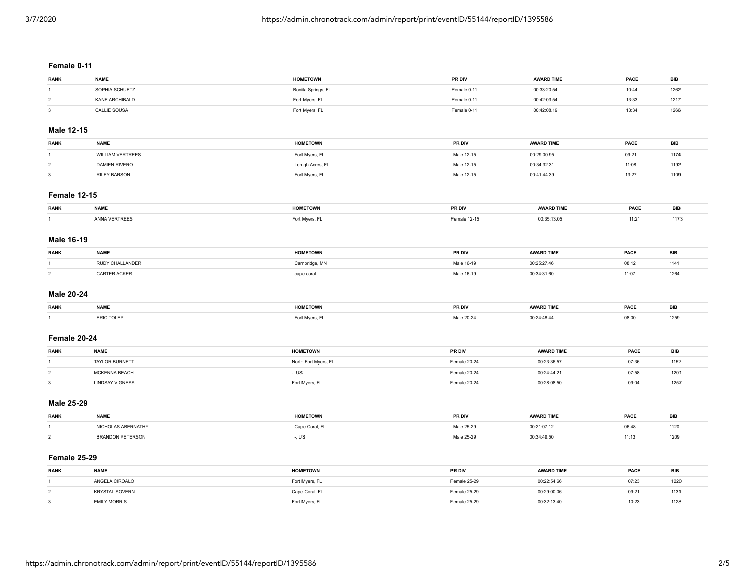### Female 0-11

| RANK | NAME | HOMETOWN | PR DIV | AWARD TIME | PACE | BIB |
|---|---|---|---|---|---|---|
| 1 | SOPHIA SCHUETZ | Bonita Springs, FL | Female 0-11 | 00:33:20.54 | 10:44 | 1262 |
| 2 | KANE ARCHIBALD | Fort Myers, FL | Female 0-11 | 00:42:03.54 | 13:33 | 1217 |
| 3 | CALLIE SOUSA | Fort Myers, FL | Female 0-11 | 00:42:08.19 | 13:34 | 1266 |

### Male 12-15

| RANK | NAME | HOMETOWN | PR DIV | AWARD TIME | PACE | BIB |
|---|---|---|---|---|---|---|
| 1 | WILLIAM VERTREES | Fort Myers, FL | Male 12-15 | 00:29:00.95 | 09:21 | 1174 |
| 2 | DAMIEN RIVERO | Lehigh Acres, FL | Male 12-15 | 00:34:32.31 | 11:08 | 1192 |
| 3 | RILEY BARSON | Fort Myers, FL | Male 12-15 | 00:41:44.39 | 13:27 | 1109 |

### Female 12-15

| RANK | NAME | HOMETOWN | PR DIV | AWARD TIME | PACE | BIB |
|---|---|---|---|---|---|---|
| 1 | ANNA VERTREES | Fort Myers, FL | Female 12-15 | 00:35:13.05 | 11:21 | 1173 |

### Male 16-19

| RANK | NAME | HOMETOWN | PR DIV | AWARD TIME | PACE | BIB |
|---|---|---|---|---|---|---|
| 1 | RUDY CHALLANDER | Cambridge, MN | Male 16-19 | 00:25:27.46 | 08:12 | 1141 |
| 2 | CARTER ACKER | cape coral | Male 16-19 | 00:34:31.60 | 11:07 | 1264 |

### Male 20-24

| RANK | NAME | HOMETOWN | PR DIV | AWARD TIME | PACE | BIB |
|---|---|---|---|---|---|---|
| 1 | ERIC TOLEP | Fort Myers, FL | Male 20-24 | 00:24:48.44 | 08:00 | 1259 |

### Female 20-24

| RANK | NAME | HOMETOWN | PR DIV | AWARD TIME | PACE | BIB |
|---|---|---|---|---|---|---|
| 1 | TAYLOR BURNETT | North Fort Myers, FL | Female 20-24 | 00:23:36.57 | 07:36 | 1152 |
| 2 | MCKENNA BEACH | -, US | Female 20-24 | 00:24:44.21 | 07:58 | 1201 |
| 3 | LINDSAY VIGNESS | Fort Myers, FL | Female 20-24 | 00:28:08.50 | 09:04 | 1257 |

### Male 25-29

| RANK | NAME | HOMETOWN | PR DIV | AWARD TIME | PACE | BIB |
|---|---|---|---|---|---|---|
| 1 | NICHOLAS ABERNATHY | Cape Coral, FL | Male 25-29 | 00:21:07.12 | 06:48 | 1120 |
| 2 | BRANDON PETERSON | -, US | Male 25-29 | 00:34:49.50 | 11:13 | 1209 |

### Female 25-29

| RANK | NAME | HOMETOWN | PR DIV | AWARD TIME | PACE | BIB |
|---|---|---|---|---|---|---|
| 1 | ANGELA CIROALO | Fort Myers, FL | Female 25-29 | 00:22:54.66 | 07:23 | 1220 |
| 2 | KRYSTAL SOVERN | Cape Coral, FL | Female 25-29 | 00:29:00.06 | 09:21 | 1131 |
| 3 | EMILY MORRIS | Fort Myers, FL | Female 25-29 | 00:32:13.40 | 10:23 | 1128 |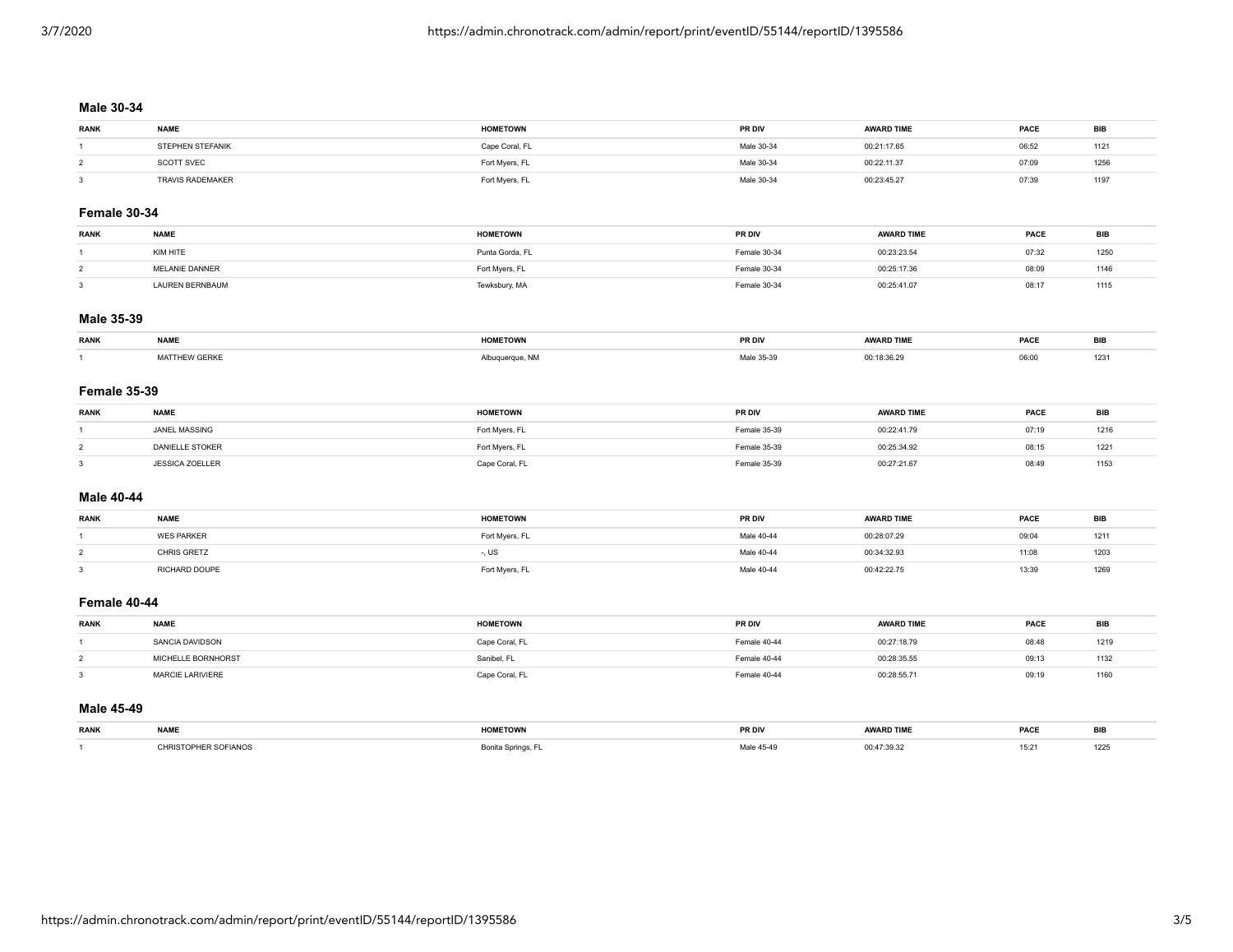### Male 30-34

| RANK | NAME | HOMETOWN | PR DIV | AWARD TIME | PACE | BIB |
|---|---|---|---|---|---|---|
| 1 | STEPHEN STEFANIK | Cape Coral, FL | Male 30-34 | 00:21:17.65 | 06:52 | 1121 |
| 2 | SCOTT SVEC | Fort Myers, FL | Male 30-34 | 00:22:11.37 | 07:09 | 1256 |
| 3 | TRAVIS RADEMAKER | Fort Myers, FL | Male 30-34 | 00:23:45.27 | 07:39 | 1197 |

### Female 30-34

| RANK | NAME | HOMETOWN | PR DIV | AWARD TIME | PACE | BIB |
|---|---|---|---|---|---|---|
| 1 | KIM HITE | Punta Gorda, FL | Female 30-34 | 00:23:23.54 | 07:32 | 1250 |
| 2 | MELANIE DANNER | Fort Myers, FL | Female 30-34 | 00:25:17.36 | 08:09 | 1146 |
| 3 | LAUREN BERNBAUM | Tewksbury, MA | Female 30-34 | 00:25:41.07 | 08:17 | 1115 |

### Male 35-39

| RANK | NAME | HOMETOWN | PR DIV | AWARD TIME | PACE | BIB |
|---|---|---|---|---|---|---|
| 1 | MATTHEW GERKE | Albuquerque, NM | Male 35-39 | 00:18:36.29 | 06:00 | 1231 |

### Female 35-39

| RANK | NAME | HOMETOWN | PR DIV | AWARD TIME | PACE | BIB |
|---|---|---|---|---|---|---|
| 1 | JANEL MASSING | Fort Myers, FL | Female 35-39 | 00:22:41.79 | 07:19 | 1216 |
| 2 | DANIELLE STOKER | Fort Myers, FL | Female 35-39 | 00:25:34.92 | 08:15 | 1221 |
| 3 | JESSICA ZOELLER | Cape Coral, FL | Female 35-39 | 00:27:21.67 | 08:49 | 1153 |

### Male 40-44

| RANK | NAME | HOMETOWN | PR DIV | AWARD TIME | PACE | BIB |
|---|---|---|---|---|---|---|
| 1 | WES PARKER | Fort Myers, FL | Male 40-44 | 00:28:07.29 | 09:04 | 1211 |
| 2 | CHRIS GRETZ | -, US | Male 40-44 | 00:34:32.93 | 11:08 | 1203 |
| 3 | RICHARD DOUPE | Fort Myers, FL | Male 40-44 | 00:42:22.75 | 13:39 | 1269 |

### Female 40-44

| RANK | NAME | HOMETOWN | PR DIV | AWARD TIME | PACE | BIB |
|---|---|---|---|---|---|---|
| 1 | SANCIA DAVIDSON | Cape Coral, FL | Female 40-44 | 00:27:18.79 | 08:48 | 1219 |
| 2 | MICHELLE BORNHORST | Sanibel, FL | Female 40-44 | 00:28:35.55 | 09:13 | 1132 |
| 3 | MARCIE LARIVIERE | Cape Coral, FL | Female 40-44 | 00:28:55.71 | 09:19 | 1160 |

### Male 45-49

| RANK | NAME | HOMETOWN | PR DIV | AWARD TIME | PACE | BIB |
|---|---|---|---|---|---|---|
| 1 | CHRISTOPHER SOFIANOS | Bonita Springs, FL | Male 45-49 | 00:47:39.32 | 15:21 | 1225 |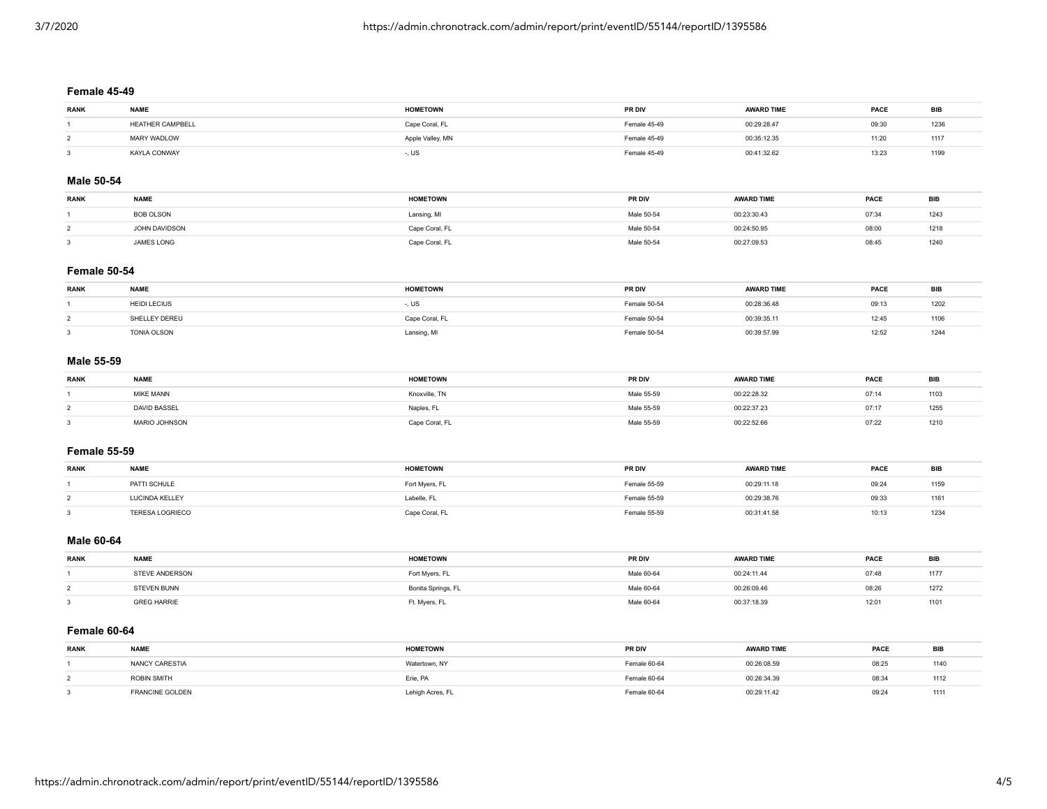### Female 45-49

| RANK | NAME | HOMETOWN | PR DIV | AWARD TIME | PACE | BIB |
|---|---|---|---|---|---|---|
| 1 | HEATHER CAMPBELL | Cape Coral, FL | Female 45-49 | 00:29:28.47 | 09:30 | 1236 |
| 2 | MARY WADLOW | Apple Valley, MN | Female 45-49 | 00:35:12.35 | 11:20 | 1117 |
| 3 | KAYLA CONWAY | -, US | Female 45-49 | 00:41:32.62 | 13:23 | 1199 |

### Male 50-54

| RANK | NAME | HOMETOWN | PR DIV | AWARD TIME | PACE | BIB |
|---|---|---|---|---|---|---|
| 1 | BOB OLSON | Lansing, MI | Male 50-54 | 00:23:30.43 | 07:34 | 1243 |
| 2 | JOHN DAVIDSON | Cape Coral, FL | Male 50-54 | 00:24:50.95 | 08:00 | 1218 |
| 3 | JAMES LONG | Cape Coral, FL | Male 50-54 | 00:27:09.53 | 08:45 | 1240 |

### Female 50-54

| RANK | NAME | HOMETOWN | PR DIV | AWARD TIME | PACE | BIB |
|---|---|---|---|---|---|---|
| 1 | HEIDI LECIUS | -, US | Female 50-54 | 00:28:36.48 | 09:13 | 1202 |
| 2 | SHELLEY DEREU | Cape Coral, FL | Female 50-54 | 00:39:35.11 | 12:45 | 1106 |
| 3 | TONIA OLSON | Lansing, MI | Female 50-54 | 00:39:57.99 | 12:52 | 1244 |

### Male 55-59

| RANK | NAME | HOMETOWN | PR DIV | AWARD TIME | PACE | BIB |
|---|---|---|---|---|---|---|
| 1 | MIKE MANN | Knoxville, TN | Male 55-59 | 00:22:28.32 | 07:14 | 1103 |
| 2 | DAVID BASSEL | Naples, FL | Male 55-59 | 00:22:37.23 | 07:17 | 1255 |
| 3 | MARIO JOHNSON | Cape Coral, FL | Male 55-59 | 00:22:52.66 | 07:22 | 1210 |

### Female 55-59

| RANK | NAME | HOMETOWN | PR DIV | AWARD TIME | PACE | BIB |
|---|---|---|---|---|---|---|
| 1 | PATTI SCHULE | Fort Myers, FL | Female 55-59 | 00:29:11.18 | 09:24 | 1159 |
| 2 | LUCINDA KELLEY | Labelle, FL | Female 55-59 | 00:29:38.76 | 09:33 | 1161 |
| 3 | TERESA LOGRIECO | Cape Coral, FL | Female 55-59 | 00:31:41.58 | 10:13 | 1234 |

### Male 60-64

| RANK | NAME | HOMETOWN | PR DIV | AWARD TIME | PACE | BIB |
|---|---|---|---|---|---|---|
| 1 | STEVE ANDERSON | Fort Myers, FL | Male 60-64 | 00:24:11.44 | 07:48 | 1177 |
| 2 | STEVEN BUNN | Bonita Springs, FL | Male 60-64 | 00:26:09.46 | 08:26 | 1272 |
| 3 | GREG HARRIE | Ft. Myers, FL | Male 60-64 | 00:37:18.39 | 12:01 | 1101 |

### Female 60-64

| RANK | NAME | HOMETOWN | PR DIV | AWARD TIME | PACE | BIB |
|---|---|---|---|---|---|---|
| 1 | NANCY CARESTIA | Watertown, NY | Female 60-64 | 00:26:08.59 | 08:25 | 1140 |
| 2 | ROBIN SMITH | Erie, PA | Female 60-64 | 00:26:34.39 | 08:34 | 1112 |
| 3 | FRANCINE GOLDEN | Lehigh Acres, FL | Female 60-64 | 00:29:11.42 | 09:24 | 1111 |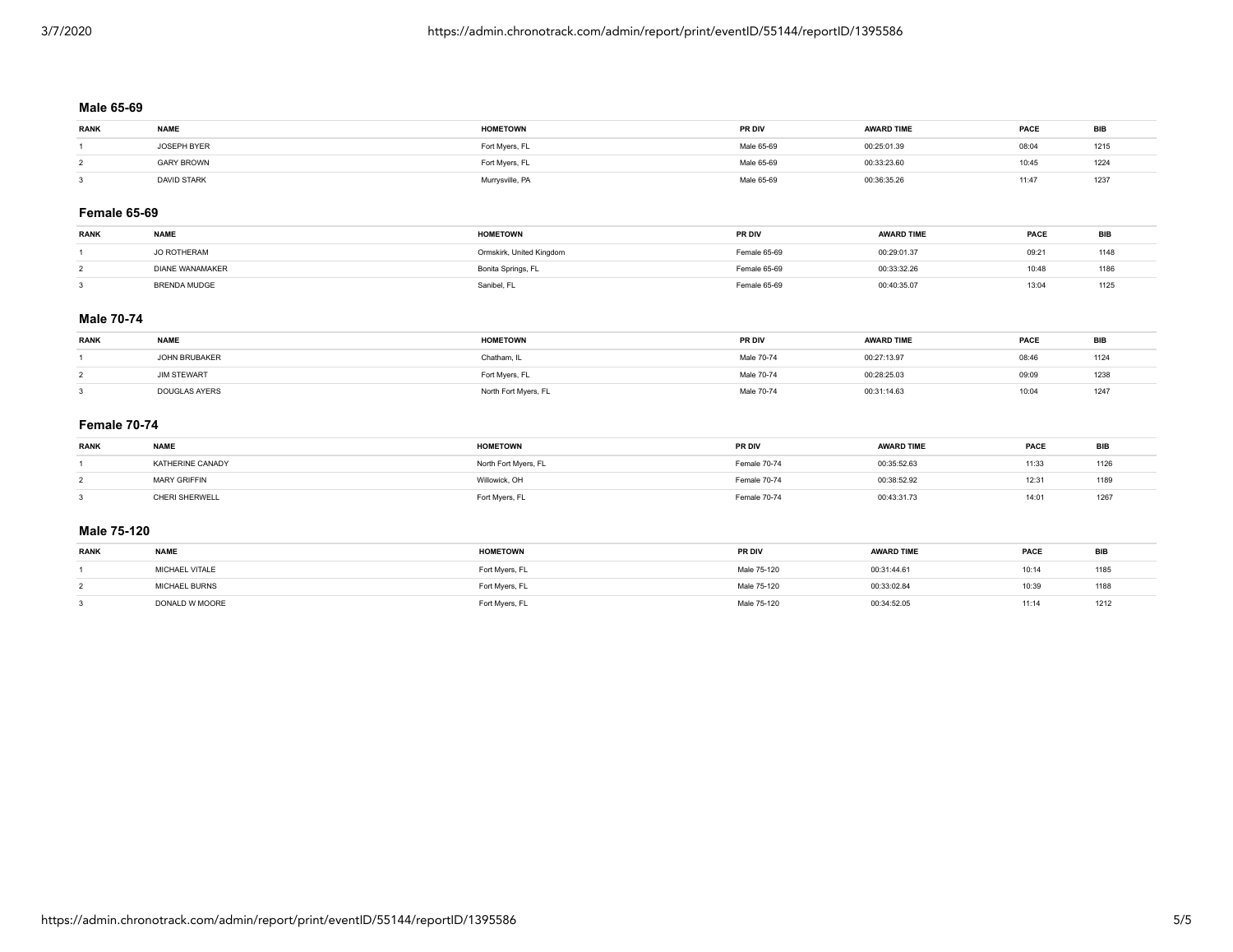### Male 65-69

| RANK | NAME | HOMETOWN | PR DIV | AWARD TIME | PACE | BIB |
|---|---|---|---|---|---|---|
| 1 | JOSEPH BYER | Fort Myers, FL | Male 65-69 | 00:25:01.39 | 08:04 | 1215 |
| 2 | GARY BROWN | Fort Myers, FL | Male 65-69 | 00:33:23.60 | 10:45 | 1224 |
| 3 | DAVID STARK | Murrysville, PA | Male 65-69 | 00:36:35.26 | 11:47 | 1237 |

### Female 65-69

| RANK | NAME | HOMETOWN | PR DIV | AWARD TIME | PACE | BIB |
|---|---|---|---|---|---|---|
| 1 | JO ROTHERAM | Ormskirk, United Kingdom | Female 65-69 | 00:29:01.37 | 09:21 | 1148 |
| 2 | DIANE WANAMAKER | Bonita Springs, FL | Female 65-69 | 00:33:32.26 | 10:48 | 1186 |
| 3 | BRENDA MUDGE | Sanibel, FL | Female 65-69 | 00:40:35.07 | 13:04 | 1125 |

### Male 70-74

| RANK | NAME | HOMETOWN | PR DIV | AWARD TIME | PACE | BIB |
|---|---|---|---|---|---|---|
| 1 | JOHN BRUBAKER | Chatham, IL | Male 70-74 | 00:27:13.97 | 08:46 | 1124 |
| 2 | JIM STEWART | Fort Myers, FL | Male 70-74 | 00:28:25.03 | 09:09 | 1238 |
| 3 | DOUGLAS AYERS | North Fort Myers, FL | Male 70-74 | 00:31:14.63 | 10:04 | 1247 |

### Female 70-74

| RANK | NAME | HOMETOWN | PR DIV | AWARD TIME | PACE | BIB |
|---|---|---|---|---|---|---|
| 1 | KATHERINE CANADY | North Fort Myers, FL | Female 70-74 | 00:35:52.63 | 11:33 | 1126 |
| 2 | MARY GRIFFIN | Willowick, OH | Female 70-74 | 00:38:52.92 | 12:31 | 1189 |
| 3 | CHERI SHERWELL | Fort Myers, FL | Female 70-74 | 00:43:31.73 | 14:01 | 1267 |

### Male 75-120

| RANK | NAME | HOMETOWN | PR DIV | AWARD TIME | PACE | BIB |
|---|---|---|---|---|---|---|
| 1 | MICHAEL VITALE | Fort Myers, FL | Male 75-120 | 00:31:44.61 | 10:14 | 1185 |
| 2 | MICHAEL BURNS | Fort Myers, FL | Male 75-120 | 00:33:02.84 | 10:39 | 1188 |
| 3 | DONALD W MOORE | Fort Myers, FL | Male 75-120 | 00:34:52.05 | 11:14 | 1212 |